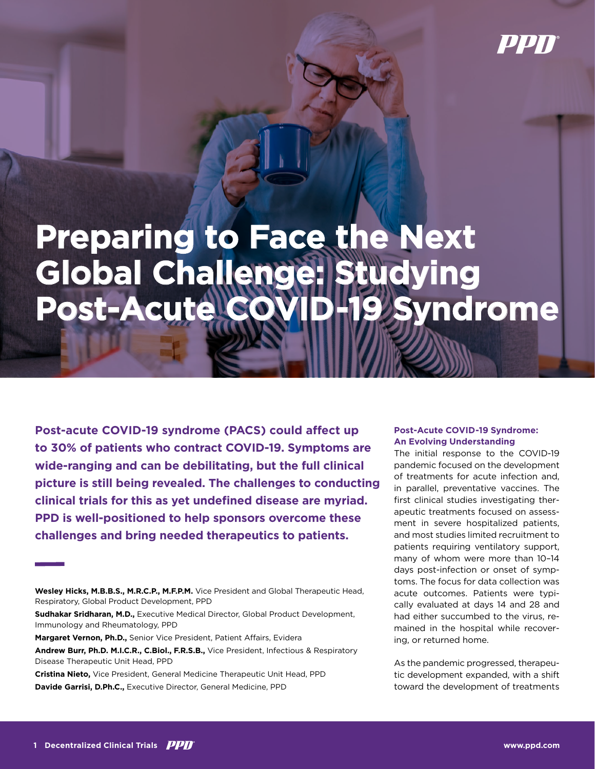# Preparing to Face the Next Global Challenge: Studying Post-Acute COVID-19 Syndrome

**Post-acute COVID-19 syndrome (PACS) could affect up to 30% of patients who contract COVID-19. Symptoms are wide-ranging and can be debilitating, but the full clinical picture is still being revealed. The challenges to conducting clinical trials for this as yet undefined disease are myriad. PPD is well-positioned to help sponsors overcome these challenges and bring needed therapeutics to patients.**

**Wesley Hicks, M.B.B.S., M.R.C.P., M.F.P.M.** Vice President and Global Therapeutic Head, Respiratory, Global Product Development, PPD

**Sudhakar Sridharan, M.D.,** Executive Medical Director, Global Product Development, Immunology and Rheumatology, PPD

**Margaret Vernon, Ph.D.,** Senior Vice President, Patient Affairs, Evidera

**Andrew Burr, Ph.D. M.I.C.R., C.Biol., F.R.S.B.,** Vice President, Infectious & Respiratory Disease Therapeutic Unit Head, PPD

**Cristina Nieto,** Vice President, General Medicine Therapeutic Unit Head, PPD

**Davide Garrisi, D.Ph.C.,** Executive Director, General Medicine, PPD

## Post-Acute COVID-19 Syndrome: An Evolving Understanding

The initial response to the COVID-19 pandemic focused on the development of treatments for acute infection and, in parallel, preventative vaccines. The first clinical studies investigating therapeutic treatments focused on assessment in severe hospitalized patients, and most studies limited recruitment to patients requiring ventilatory support, many of whom were more than 10–14 days post-infection or onset of symptoms. The focus for data collection was acute outcomes. Patients were typically evaluated at days 14 and 28 and had either succumbed to the virus, remained in the hospital while recovering, or returned home.

As the pandemic progressed, therapeutic development expanded, with a shift toward the development of treatments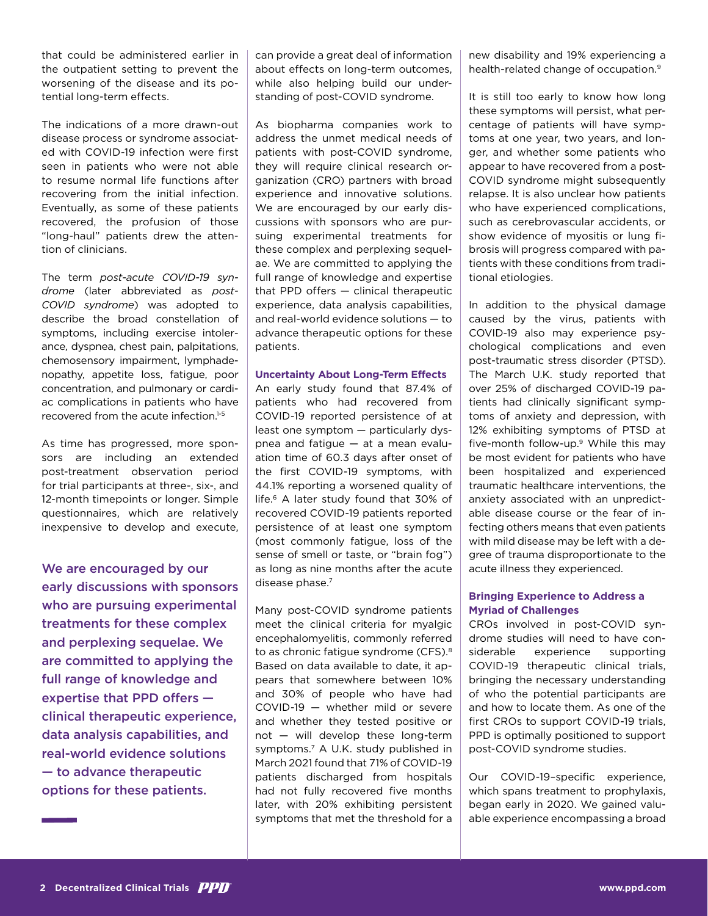that could be administered earlier in the outpatient setting to prevent the worsening of the disease and its potential long-term effects.

The indications of a more drawn-out disease process or syndrome associated with COVID-19 infection were first seen in patients who were not able to resume normal life functions after recovering from the initial infection. Eventually, as some of these patients recovered, the profusion of those "long-haul" patients drew the attention of clinicians.

The term *post-acute COVID-19 syndrome* (later abbreviated as *post-COVID syndrome*) was adopted to describe the broad constellation of symptoms, including exercise intolerance, dyspnea, chest pain, palpitations, chemosensory impairment, lymphadenopathy, appetite loss, fatigue, poor concentration, and pulmonary or cardiac complications in patients who have recovered from the acute infection.[1-5]

As time has progressed, more sponsors are including an extended post-treatment observation period for trial participants at three-, six-, and 12-month timepoints or longer. Simple questionnaires, which are relatively inexpensive to develop and execute, can provide a great deal of information about effects on long-term outcomes, while also helping build our understanding of post-COVID syndrome.

> We are encouraged by our early discussions with sponsors who are pursuing experimental treatments for these complex and perplexing sequelae. We are committed to applying the full range of knowledge and expertise that PPD offers — clinical therapeutic experience, data analysis capabilities, and real-world evidence solutions — to advance therapeutic options for these patients.

As biopharma companies work to address the unmet medical needs of patients with post-COVID syndrome, they will require clinical research organization (CRO) partners with broad experience and innovative solutions. We are encouraged by our early discussions with sponsors who are pursuing experimental treatments for these complex and perplexing sequelae. We are committed to applying the full range of knowledge and expertise that PPD offers — clinical therapeutic experience, data analysis capabilities, and real-world evidence solutions — to advance therapeutic options for these patients.

### Uncertainty About Long-Term Effects

An early study found that 87.4% of patients who had recovered from COVID-19 reported persistence of at least one symptom — particularly dyspnea and fatigue — at a mean evaluation time of 60.3 days after onset of the first COVID-19 symptoms, with 44.1% reporting a worsened quality of life.[6] A later study found that 30% of recovered COVID-19 patients reported persistence of at least one symptom (most commonly fatigue, loss of the sense of smell or taste, or "brain fog") as long as nine months after the acute disease phase.[7]

Many post-COVID syndrome patients meet the clinical criteria for myalgic encephalomyelitis, commonly referred to as chronic fatigue syndrome (CFS).[8] Based on data available to date, it appears that somewhere between 10% and 30% of people who have had COVID-19 — whether mild or severe and whether they tested positive or not — will develop these long-term symptoms.[7] A U.K. study published in March 2021 found that 71% of COVID-19 patients discharged from hospitals had not fully recovered five months later, with 20% exhibiting persistent symptoms that met the threshold for a new disability and 19% experiencing a health-related change of occupation.[9]

It is still too early to know how long these symptoms will persist, what percentage of patients will have symptoms at one year, two years, and longer, and whether some patients who appear to have recovered from a post-COVID syndrome might subsequently relapse. It is also unclear how patients who have experienced complications, such as cerebrovascular accidents, or show evidence of myositis or lung fibrosis will progress compared with patients with these conditions from traditional etiologies.

In addition to the physical damage caused by the virus, patients with COVID-19 also may experience psychological complications and even post-traumatic stress disorder (PTSD). The March U.K. study reported that over 25% of discharged COVID-19 patients had clinically significant symptoms of anxiety and depression, with 12% exhibiting symptoms of PTSD at five-month follow-up.[9] While this may be most evident for patients who have been hospitalized and experienced traumatic healthcare interventions, the anxiety associated with an unpredictable disease course or the fear of infecting others means that even patients with mild disease may be left with a degree of trauma disproportionate to the acute illness they experienced.

### Bringing Experience to Address a Myriad of Challenges

CROs involved in post-COVID syndrome studies will need to have considerable experience supporting COVID-19 therapeutic clinical trials, bringing the necessary understanding of who the potential participants are and how to locate them. As one of the first CROs to support COVID-19 trials, PPD is optimally positioned to support post-COVID syndrome studies.

Our COVID-19–specific experience, which spans treatment to prophylaxis, began early in 2020. We gained valuable experience encompassing a broad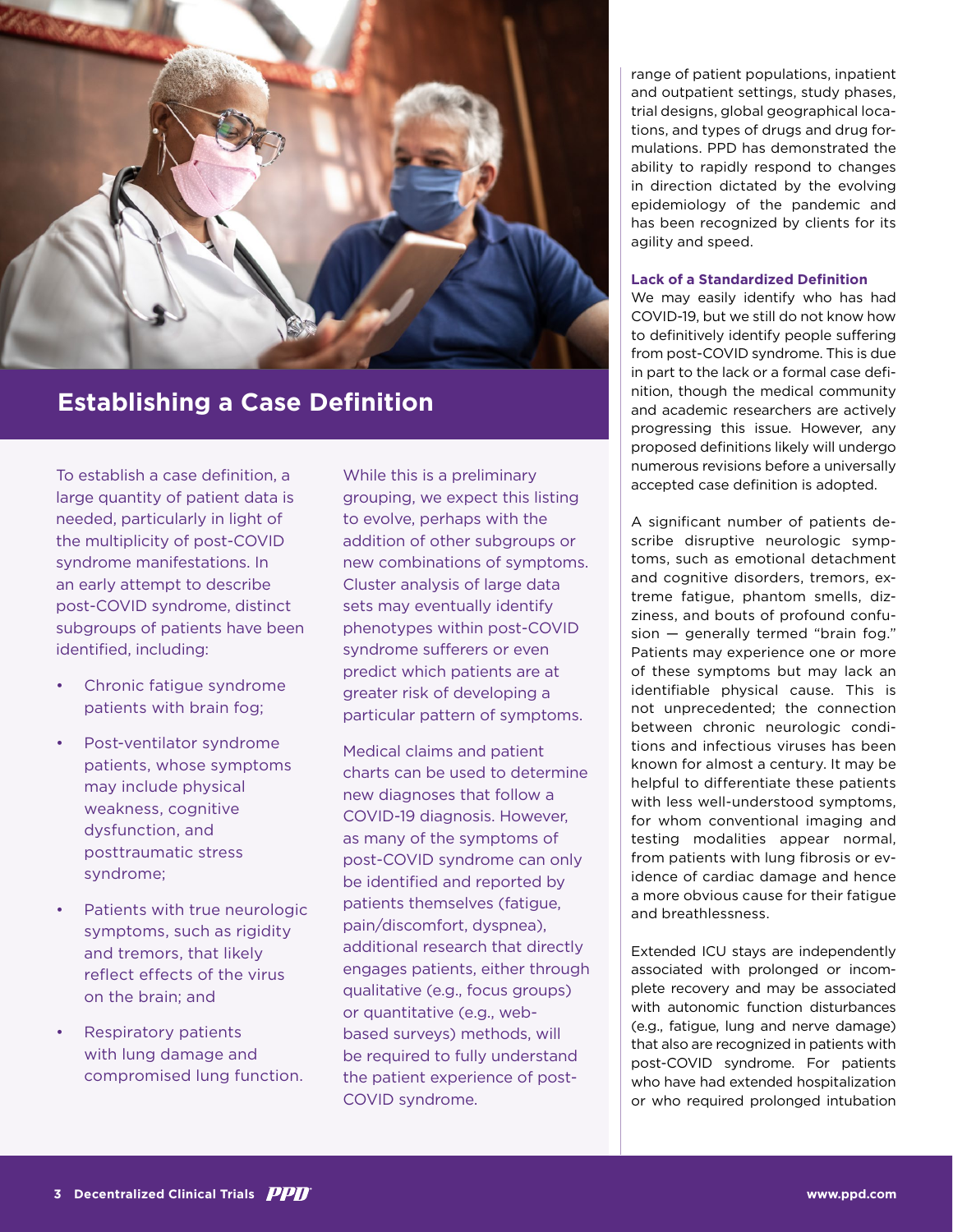## Establishing a Case Definition

To establish a case definition, a large quantity of patient data is needed, particularly in light of the multiplicity of post-COVID syndrome manifestations. In an early attempt to describe post-COVID syndrome, distinct subgroups of patients have been identified, including:

- Chronic fatigue syndrome patients with brain fog;
- Post-ventilator syndrome patients, whose symptoms may include physical weakness, cognitive dysfunction, and posttraumatic stress syndrome;
- Patients with true neurologic symptoms, such as rigidity and tremors, that likely reflect effects of the virus on the brain; and
- Respiratory patients with lung damage and compromised lung function.

While this is a preliminary grouping, we expect this listing to evolve, perhaps with the addition of other subgroups or new combinations of symptoms. Cluster analysis of large data sets may eventually identify phenotypes within post-COVID syndrome sufferers or even predict which patients are at greater risk of developing a particular pattern of symptoms.

Medical claims and patient charts can be used to determine new diagnoses that follow a COVID-19 diagnosis. However, as many of the symptoms of post-COVID syndrome can only be identified and reported by patients themselves (fatigue, pain/discomfort, dyspnea), additional research that directly engages patients, either through qualitative (e.g., focus groups) or quantitative (e.g., web-based surveys) methods, will be required to fully understand the patient experience of post-COVID syndrome.

range of patient populations, inpatient and outpatient settings, study phases, trial designs, global geographical locations, and types of drugs and drug formulations. PPD has demonstrated the ability to rapidly respond to changes in direction dictated by the evolving epidemiology of the pandemic and has been recognized by clients for its agility and speed.

### Lack of a Standardized Definition

We may easily identify who has had COVID-19, but we still do not know how to definitively identify people suffering from post-COVID syndrome. This is due in part to the lack or a formal case definition, though the medical community and academic researchers are actively progressing this issue. However, any proposed definitions likely will undergo numerous revisions before a universally accepted case definition is adopted.

A significant number of patients describe disruptive neurologic symptoms, such as emotional detachment and cognitive disorders, tremors, extreme fatigue, phantom smells, dizziness, and bouts of profound confusion — generally termed "brain fog." Patients may experience one or more of these symptoms but may lack an identifiable physical cause. This is not unprecedented; the connection between chronic neurologic conditions and infectious viruses has been known for almost a century. It may be helpful to differentiate these patients with less well-understood symptoms, for whom conventional imaging and testing modalities appear normal, from patients with lung fibrosis or evidence of cardiac damage and hence a more obvious cause for their fatigue and breathlessness.

Extended ICU stays are independently associated with prolonged or incomplete recovery and may be associated with autonomic function disturbances (e.g., fatigue, lung and nerve damage) that also are recognized in patients with post-COVID syndrome. For patients who have had extended hospitalization or who required prolonged intubation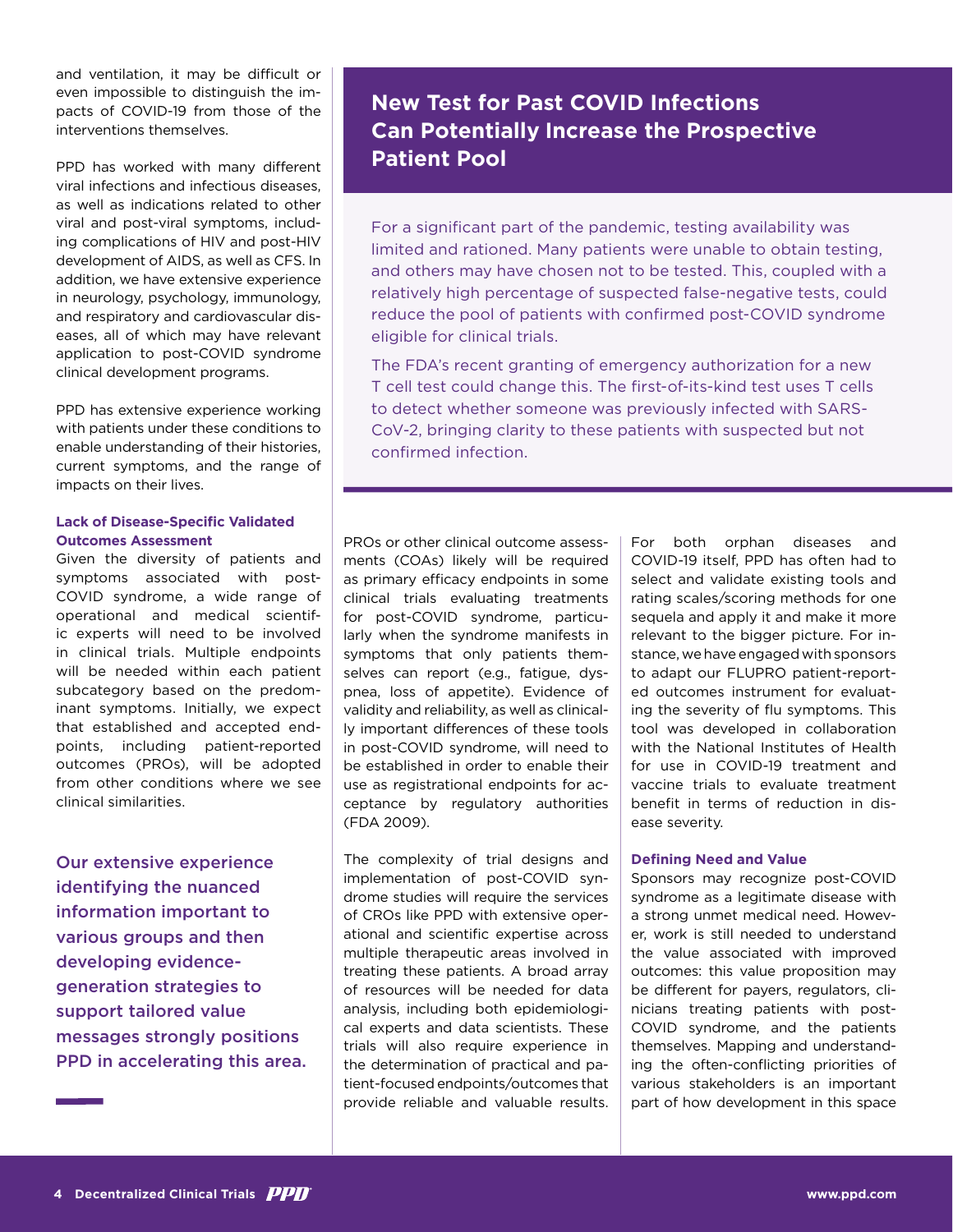and ventilation, it may be difficult or even impossible to distinguish the impacts of COVID-19 from those of the interventions themselves.

PPD has worked with many different viral infections and infectious diseases, as well as indications related to other viral and post-viral symptoms, including complications of HIV and post-HIV development of AIDS, as well as CFS. In addition, we have extensive experience in neurology, psychology, immunology, and respiratory and cardiovascular diseases, all of which may have relevant application to post-COVID syndrome clinical development programs.

PPD has extensive experience working with patients under these conditions to enable understanding of their histories, current symptoms, and the range of impacts on their lives.

### Lack of Disease-Specific Validated Outcomes Assessment

Given the diversity of patients and symptoms associated with post-COVID syndrome, a wide range of operational and medical scientific experts will need to be involved in clinical trials. Multiple endpoints will be needed within each patient subcategory based on the predominant symptoms. Initially, we expect that established and accepted endpoints, including patient-reported outcomes (PROs), will be adopted from other conditions where we see clinical similarities.

**Our extensive experience identifying the nuanced information important to various groups and then developing evidence-generation strategies to support tailored value messages strongly positions PPD in accelerating this area.**

## New Test for Past COVID Infections Can Potentially Increase the Prospective Patient Pool

For a significant part of the pandemic, testing availability was limited and rationed. Many patients were unable to obtain testing, and others may have chosen not to be tested. This, coupled with a relatively high percentage of suspected false-negative tests, could reduce the pool of patients with confirmed post-COVID syndrome eligible for clinical trials.

The FDA's recent granting of emergency authorization for a new T cell test could change this. The first-of-its-kind test uses T cells to detect whether someone was previously infected with SARS-CoV-2, bringing clarity to these patients with suspected but not confirmed infection.

PROs or other clinical outcome assessments (COAs) likely will be required as primary efficacy endpoints in some clinical trials evaluating treatments for post-COVID syndrome, particularly when the syndrome manifests in symptoms that only patients themselves can report (e.g., fatigue, dyspnea, loss of appetite). Evidence of validity and reliability, as well as clinically important differences of these tools in post-COVID syndrome, will need to be established in order to enable their use as registrational endpoints for acceptance by regulatory authorities (FDA 2009).

The complexity of trial designs and implementation of post-COVID syndrome studies will require the services of CROs like PPD with extensive operational and scientific expertise across multiple therapeutic areas involved in treating these patients. A broad array of resources will be needed for data analysis, including both epidemiological experts and data scientists. These trials will also require experience in the determination of practical and patient-focused endpoints/outcomes that provide reliable and valuable results.

For both orphan diseases and COVID-19 itself, PPD has often had to select and validate existing tools and rating scales/scoring methods for one sequela and apply it and make it more relevant to the bigger picture. For instance, we have engaged with sponsors to adapt our FLUPRO patient-reported outcomes instrument for evaluating the severity of flu symptoms. This tool was developed in collaboration with the National Institutes of Health for use in COVID-19 treatment and vaccine trials to evaluate treatment benefit in terms of reduction in disease severity.

### Defining Need and Value

Sponsors may recognize post-COVID syndrome as a legitimate disease with a strong unmet medical need. However, work is still needed to understand the value associated with improved outcomes: this value proposition may be different for payers, regulators, clinicians treating patients with post-COVID syndrome, and the patients themselves. Mapping and understanding the often-conflicting priorities of various stakeholders is an important part of how development in this space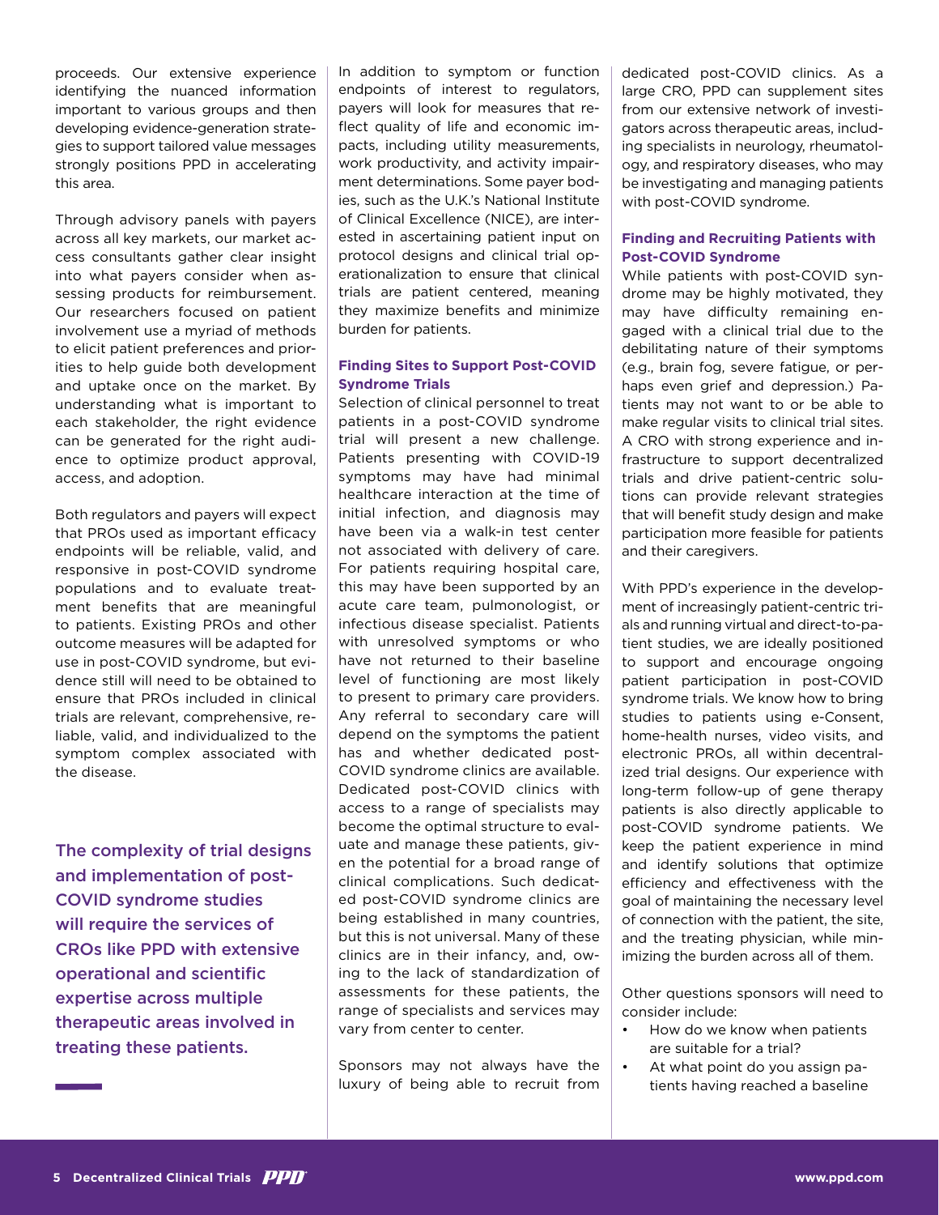proceeds. Our extensive experience identifying the nuanced information important to various groups and then developing evidence-generation strategies to support tailored value messages strongly positions PPD in accelerating this area.

Through advisory panels with payers across all key markets, our market access consultants gather clear insight into what payers consider when assessing products for reimbursement. Our researchers focused on patient involvement use a myriad of methods to elicit patient preferences and priorities to help guide both development and uptake once on the market. By understanding what is important to each stakeholder, the right evidence can be generated for the right audience to optimize product approval, access, and adoption.

Both regulators and payers will expect that PROs used as important efficacy endpoints will be reliable, valid, and responsive in post-COVID syndrome populations and to evaluate treatment benefits that are meaningful to patients. Existing PROs and other outcome measures will be adapted for use in post-COVID syndrome, but evidence still will need to be obtained to ensure that PROs included in clinical trials are relevant, comprehensive, reliable, valid, and individualized to the symptom complex associated with the disease.

**The complexity of trial designs and implementation of post-COVID syndrome studies will require the services of CROs like PPD with extensive operational and scientific expertise across multiple therapeutic areas involved in treating these patients.**

In addition to symptom or function endpoints of interest to regulators, payers will look for measures that reflect quality of life and economic impacts, including utility measurements, work productivity, and activity impairment determinations. Some payer bodies, such as the U.K.'s National Institute of Clinical Excellence (NICE), are interested in ascertaining patient input on protocol designs and clinical trial operationalization to ensure that clinical trials are patient centered, meaning they maximize benefits and minimize burden for patients.

### Finding Sites to Support Post-COVID Syndrome Trials

Selection of clinical personnel to treat patients in a post-COVID syndrome trial will present a new challenge. Patients presenting with COVID-19 symptoms may have had minimal healthcare interaction at the time of initial infection, and diagnosis may have been via a walk-in test center not associated with delivery of care. For patients requiring hospital care, this may have been supported by an acute care team, pulmonologist, or infectious disease specialist. Patients with unresolved symptoms or who have not returned to their baseline level of functioning are most likely to present to primary care providers. Any referral to secondary care will depend on the symptoms the patient has and whether dedicated post-COVID syndrome clinics are available. Dedicated post-COVID clinics with access to a range of specialists may become the optimal structure to evaluate and manage these patients, given the potential for a broad range of clinical complications. Such dedicated post-COVID syndrome clinics are being established in many countries, but this is not universal. Many of these clinics are in their infancy, and, owing to the lack of standardization of assessments for these patients, the range of specialists and services may vary from center to center.

Sponsors may not always have the luxury of being able to recruit from dedicated post-COVID clinics. As a large CRO, PPD can supplement sites from our extensive network of investigators across therapeutic areas, including specialists in neurology, rheumatology, and respiratory diseases, who may be investigating and managing patients with post-COVID syndrome.

### Finding and Recruiting Patients with Post-COVID Syndrome

While patients with post-COVID syndrome may be highly motivated, they may have difficulty remaining engaged with a clinical trial due to the debilitating nature of their symptoms (e.g., brain fog, severe fatigue, or perhaps even grief and depression.) Patients may not want to or be able to make regular visits to clinical trial sites. A CRO with strong experience and infrastructure to support decentralized trials and drive patient-centric solutions can provide relevant strategies that will benefit study design and make participation more feasible for patients and their caregivers.

With PPD's experience in the development of increasingly patient-centric trials and running virtual and direct-to-patient studies, we are ideally positioned to support and encourage ongoing patient participation in post-COVID syndrome trials. We know how to bring studies to patients using e-Consent, home-health nurses, video visits, and electronic PROs, all within decentralized trial designs. Our experience with long-term follow-up of gene therapy patients is also directly applicable to post-COVID syndrome patients. We keep the patient experience in mind and identify solutions that optimize efficiency and effectiveness with the goal of maintaining the necessary level of connection with the patient, the site, and the treating physician, while minimizing the burden across all of them.

Other questions sponsors will need to consider include:

- How do we know when patients are suitable for a trial?
- At what point do you assign patients having reached a baseline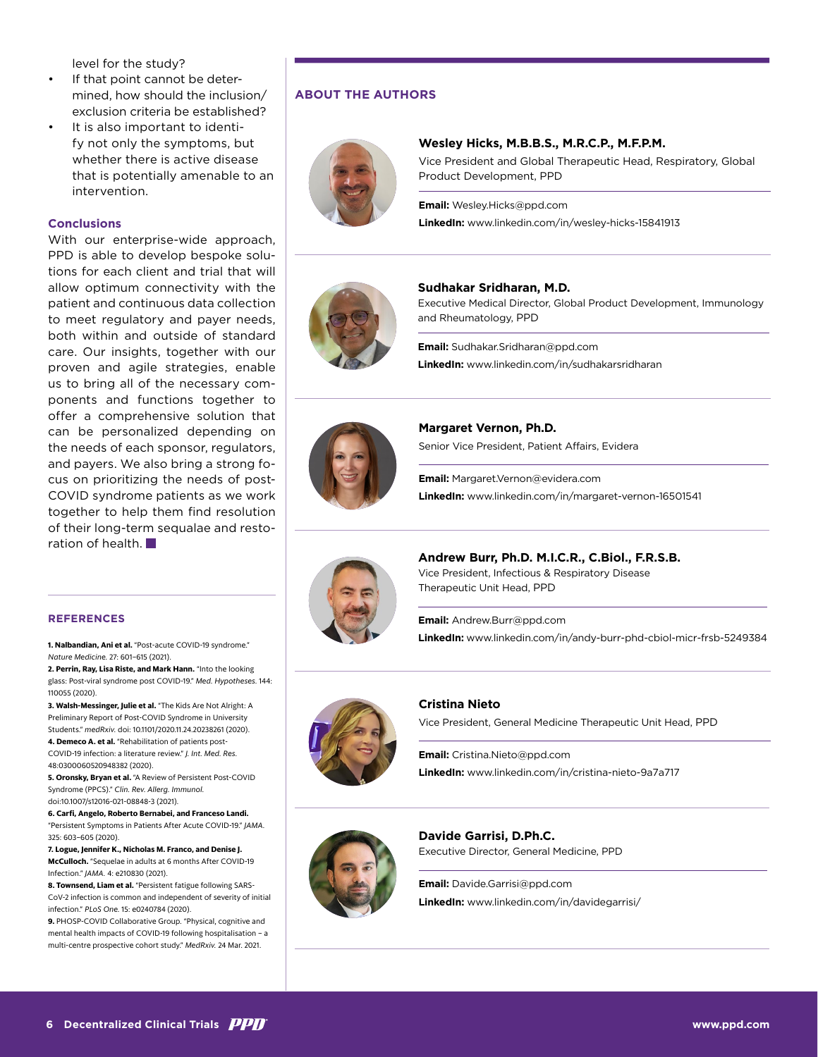level for the study?

- If that point cannot be determined, how should the inclusion/exclusion criteria be established?
- It is also important to identify not only the symptoms, but whether there is active disease that is potentially amenable to an intervention.

### Conclusions

With our enterprise-wide approach, PPD is able to develop bespoke solutions for each client and trial that will allow optimum connectivity with the patient and continuous data collection to meet regulatory and payer needs, both within and outside of standard care. Our insights, together with our proven and agile strategies, enable us to bring all of the necessary components and functions together to offer a comprehensive solution that can be personalized depending on the needs of each sponsor, regulators, and payers. We also bring a strong focus on prioritizing the needs of post-COVID syndrome patients as we work together to help them find resolution of their long-term sequalae and restoration of health. ■

### REFERENCES

**1. Nalbandian, Ani et al.** "Post-acute COVID-19 syndrome." *Nature Medicine.* 27: 601–615 (2021).

**2. Perrin, Ray, Lisa Riste, and Mark Hann.** "Into the looking glass: Post-viral syndrome post COVID-19." *Med. Hypotheses.* 144: 110055 (2020).

**3. Walsh-Messinger, Julie et al.** "The Kids Are Not Alright: A Preliminary Report of Post-COVID Syndrome in University Students." *medRxiv.* doi: 10.1101/2020.11.24.20238261 (2020).

**4. Demeco A. et al.** "Rehabilitation of patients post-COVID-19 infection: a literature review." *J. Int. Med. Res.* 48:0300060520948382 (2020).

**5. Oronsky, Bryan et al.** "A Review of Persistent Post-COVID Syndrome (PPCS)." *Clin. Rev. Allerg. Immunol.* doi:10.1007/s12016-021-08848-3 (2021).

**6. Carfì, Angelo, Roberto Bernabei, and Francesco Landi.** "Persistent Symptoms in Patients After Acute COVID-19." *JAMA.* 325: 603–605 (2020).

**7. Logue, Jennifer K., Nicholas M. Franco, and Denise J. McCulloch.** "Sequelae in adults at 6 months After COVID-19 Infection." *JAMA.* 4: e210830 (2021).

**8. Townsend, Liam et al.** "Persistent fatigue following SARS-CoV-2 infection is common and independent of severity of initial infection." *PLoS One.* 15: e0240784 (2020).

**9.** PHOSP-COVID Collaborative Group. "Physical, cognitive and mental health impacts of COVID-19 following hospitalisation – a multi-centre prospective cohort study." *MedRxiv.* 24 Mar. 2021.

## ABOUT THE AUTHORS

**Wesley Hicks, M.B.B.S., M.R.C.P., M.F.P.M.**
Vice President and Global Therapeutic Head, Respiratory, Global Product Development, PPD

**Email:** Wesley.Hicks@ppd.com
**LinkedIn:** www.linkedin.com/in/wesley-hicks-15841913

**Sudhakar Sridharan, M.D.**
Executive Medical Director, Global Product Development, Immunology and Rheumatology, PPD

**Email:** Sudhakar.Sridharan@ppd.com
**LinkedIn:** www.linkedin.com/in/sudhakarsridharan

**Margaret Vernon, Ph.D.**
Senior Vice President, Patient Affairs, Evidera

**Email:** Margaret.Vernon@evidera.com
**LinkedIn:** www.linkedin.com/in/margaret-vernon-16501541

**Andrew Burr, Ph.D. M.I.C.R., C.Biol., F.R.S.B.**
Vice President, Infectious & Respiratory Disease Therapeutic Unit Head, PPD

**Email:** Andrew.Burr@ppd.com
**LinkedIn:** www.linkedin.com/in/andy-burr-phd-cbiol-micr-frsb-5249384

**Cristina Nieto**
Vice President, General Medicine Therapeutic Unit Head, PPD

**Email:** Cristina.Nieto@ppd.com
**LinkedIn:** www.linkedin.com/in/cristina-nieto-9a7a717

**Davide Garrisi, D.Ph.C.**
Executive Director, General Medicine, PPD

**Email:** Davide.Garrisi@ppd.com
**LinkedIn:** www.linkedin.com/in/davidegarrisi/